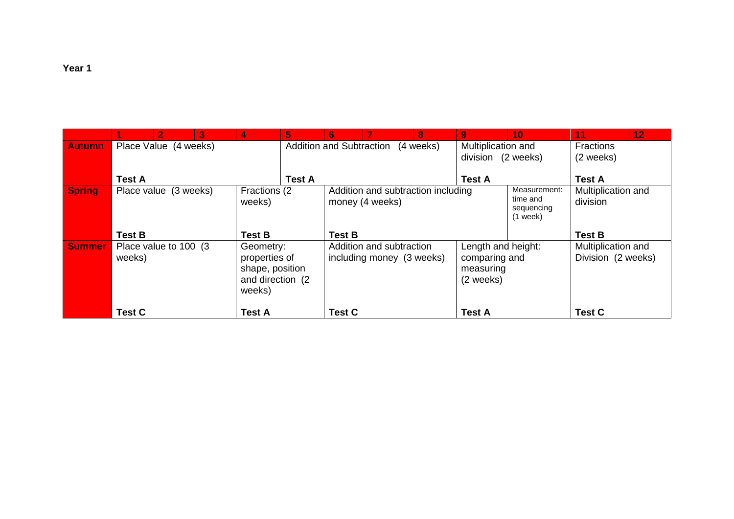**Year 1**

| | 1 | 2 | 3 | 4 | 5 | 6 | 7 | 8 | 9 | 10 | 11 | 12 |
|---|---|---|---|---|---|---|---|---|---|---|---|---|
| **Autumn** | Place Value (4 weeks)<br><br>**Test A** | | | | Addition and Subtraction (4 weeks)<br><br>**Test A** | | | | Multiplication and division (2 weeks)<br><br>**Test A** | | Fractions (2 weeks)<br><br>**Test A** | |
| **Spring** | Place value (3 weeks)<br><br>**Test B** | | | Fractions (2 weeks)<br><br>**Test B** | | Addition and subtraction including money (4 weeks)<br><br>**Test B** | | | | Measurement: time and sequencing (1 week) | Multiplication and division<br><br>**Test B** | |
| **Summer** | Place value to 100 (3 weeks)<br><br>**Test C** | | | Geometry: properties of shape, position and direction (2 weeks)<br><br>**Test A** | | Addition and subtraction including money (3 weeks)<br><br>**Test C** | | | Length and height: comparing and measuring (2 weeks)<br><br>**Test A** | | Multiplication and Division (2 weeks)<br><br>**Test C** | |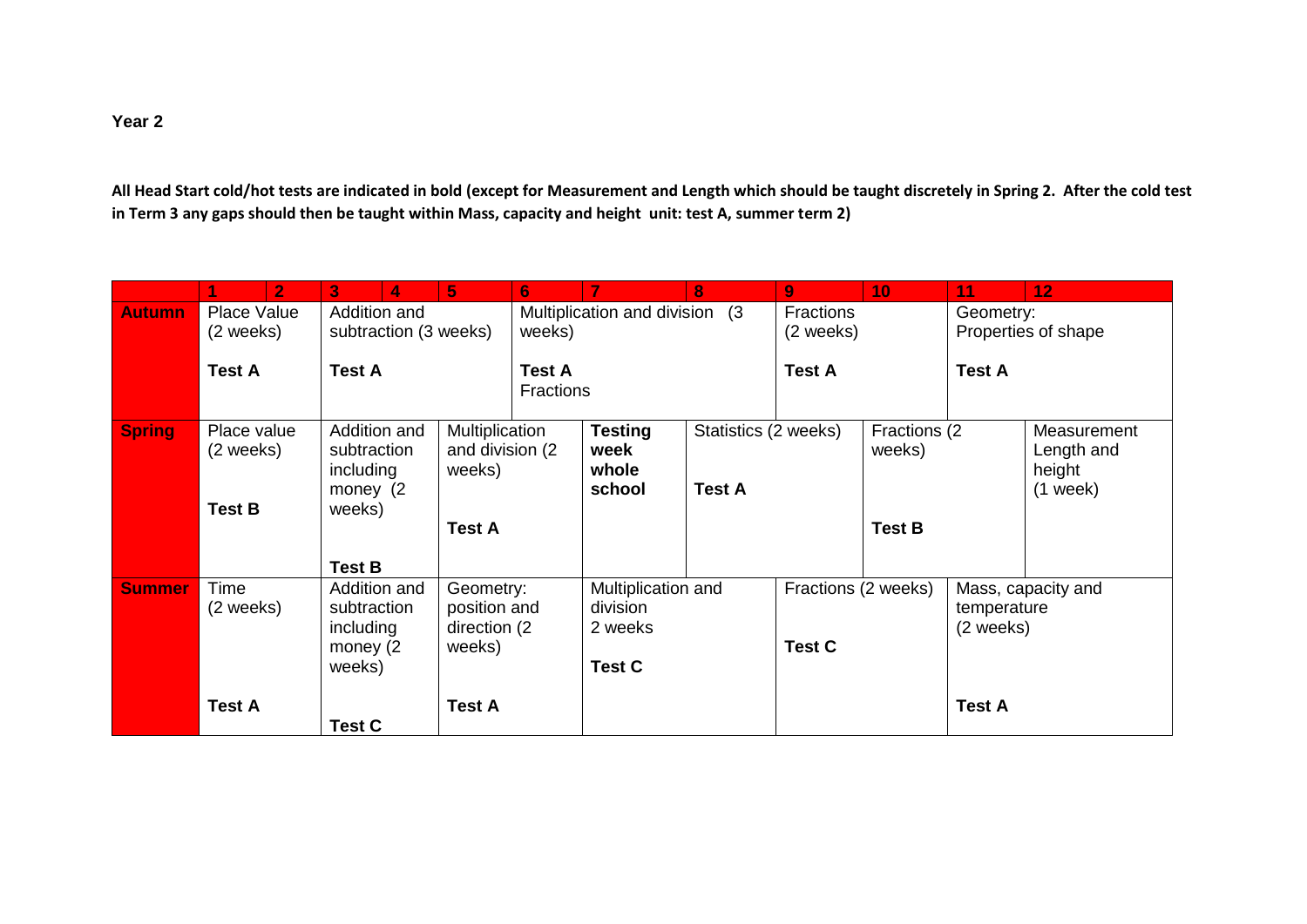**Year 2**

**All Head Start cold/hot tests are indicated in bold (except for Measurement and Length which should be taught discretely in Spring 2. After the cold test in Term 3 any gaps should then be taught within Mass, capacity and height unit: test A, summer term 2)**

| | 1 | 2 | 3 | 4 | 5 | 6 | 7 | 8 | 9 | 10 | 11 | 12 |
|---|---|---|---|---|---|---|---|---|---|---|---|---|
| **Autumn** | Place Value (2 weeks)<br><br>**Test A** | | Addition and subtraction (3 weeks)<br><br>**Test A** | | | Multiplication and division (3 weeks)<br><br>**Test A** Fractions | | | Fractions (2 weeks)<br><br>**Test A** | | Geometry: Properties of shape<br><br>**Test A** | |
| **Spring** | Place value (2 weeks)<br><br>**Test B** | | Addition and subtraction including money (2 weeks)<br><br>**Test B** | | Multiplication and division (2 weeks)<br><br>**Test A** | | **Testing week whole school** | Statistics (2 weeks)<br><br>**Test A** | | Fractions (2 weeks)<br><br>**Test B** | | Measurement Length and height (1 week) |
| **Summer** | Time (2 weeks)<br><br>**Test A** | | Addition and subtraction including money (2 weeks)<br><br>**Test C** | | Geometry: position and direction (2 weeks)<br><br>**Test A** | | Multiplication and division 2 weeks<br><br>**Test C** | | Fractions (2 weeks)<br><br>**Test C** | | Mass, capacity and temperature (2 weeks)<br><br>**Test A** | |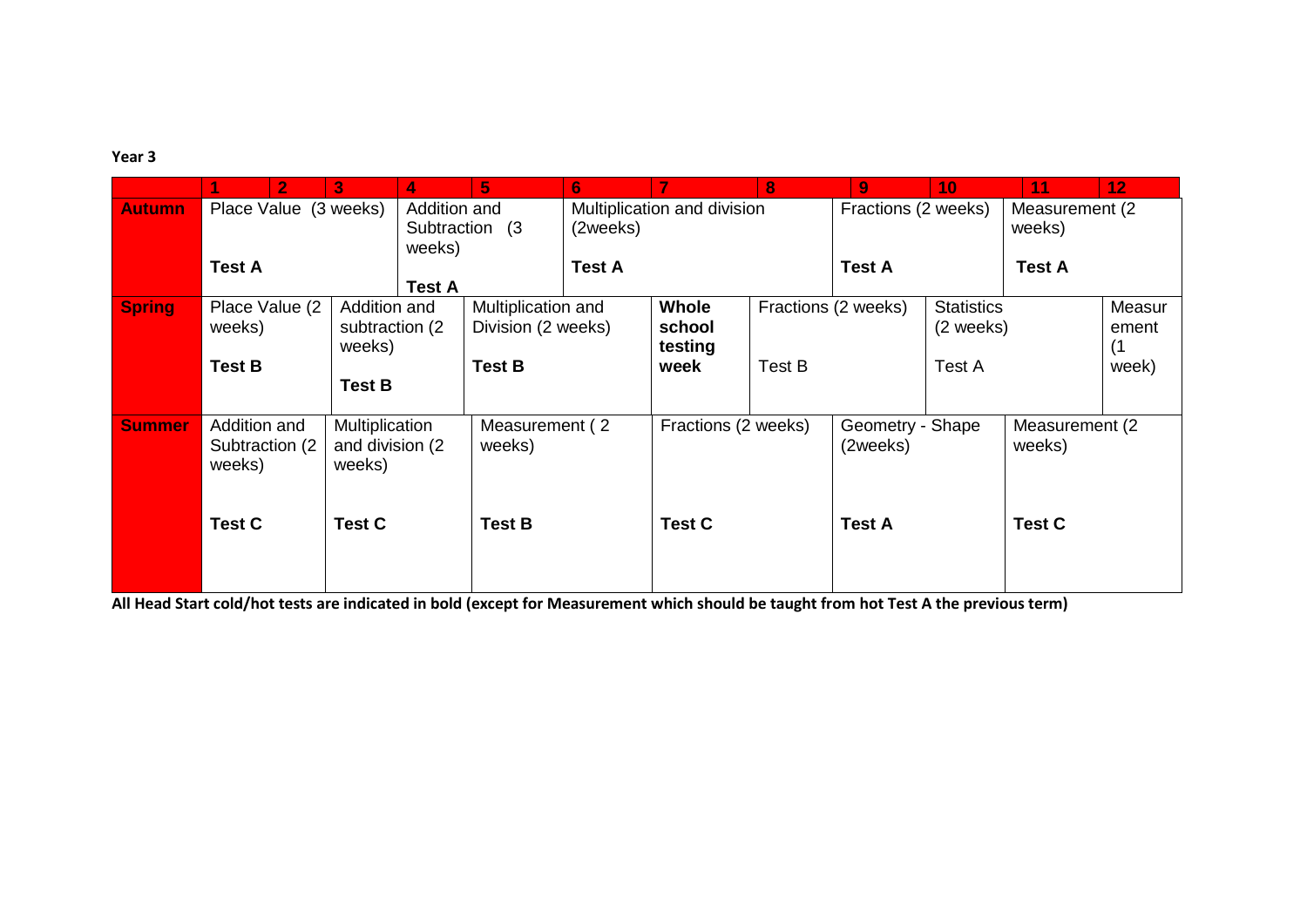**Year 3**

| | 1 | 2 | 3 | 4 | 5 | 6 | 7 | 8 | 9 | 10 | 11 | 12 |
|---|---|---|---|---|---|---|---|---|---|---|---|---|
| **Autumn** | Place Value (3 weeks)<br><br>**Test A** | | | Addition and Subtraction (3 weeks)<br><br>**Test A** | | Multiplication and division (2weeks)<br><br>**Test A** | | | Fractions (2 weeks)<br><br>**Test A** | | Measurement (2 weeks)<br><br>**Test A** | |
| **Spring** | Place Value (2 weeks)<br><br>**Test B** | | Addition and subtraction (2 weeks)<br><br>**Test B** | | Multiplication and Division (2 weeks)<br><br>**Test B** | | **Whole school testing week** | Fractions (2 weeks)<br><br>Test B | | Statistics (2 weeks)<br><br>Test A | | Measurement (1 week) |
| **Summer** | Addition and Subtraction (2 weeks)<br><br>**Test C** | | Multiplication and division (2 weeks)<br><br>**Test C** | | Measurement ( 2 weeks)<br><br>**Test B** | | Fractions (2 weeks)<br><br>**Test C** | | Geometry - Shape (2weeks)<br><br>**Test A** | | Measurement (2 weeks)<br><br>**Test C** | |

**All Head Start cold/hot tests are indicated in bold (except for Measurement which should be taught from hot Test A the previous term)**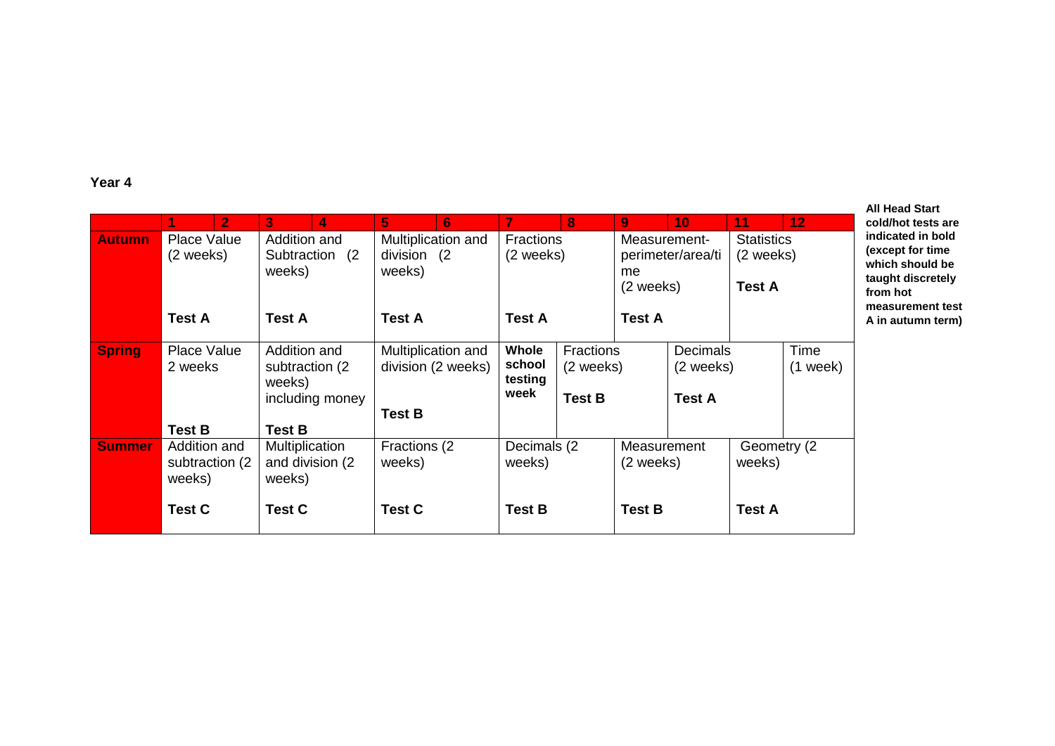**Year 4**

| | 1 | 2 | 3 | 4 | 5 | 6 | 7 | 8 | 9 | 10 | 11 | 12 |
|---|---|---|---|---|---|---|---|---|---|---|---|---|
| **Autumn** | Place Value (2 weeks)<br><br>**Test A** | | Addition and Subtraction (2 weeks)<br><br>**Test A** | | Multiplication and division (2 weeks)<br><br>**Test A** | | Fractions (2 weeks)<br><br>**Test A** | | Measurement- perimeter/area/time (2 weeks)<br><br>**Test A** | | Statistics (2 weeks)<br><br>**Test A** | |
| **Spring** | Place Value 2 weeks<br><br>**Test B** | | Addition and subtraction (2 weeks) including money<br><br>**Test B** | | Multiplication and division (2 weeks)<br><br>**Test B** | | **Whole school testing week** | Fractions (2 weeks)<br><br>**Test B** | | Decimals (2 weeks)<br><br>**Test A** | | Time (1 week) |
| **Summer** | Addition and subtraction (2 weeks)<br><br>**Test C** | | Multiplication and division (2 weeks)<br><br>**Test C** | | Fractions (2 weeks)<br><br>**Test C** | | Decimals (2 weeks)<br><br>**Test B** | | Measurement (2 weeks)<br><br>**Test B** | | Geometry (2 weeks)<br><br>**Test A** | |

**All Head Start cold/hot tests are indicated in bold (except for time which should be taught discretely from hot measurement test A in autumn term)**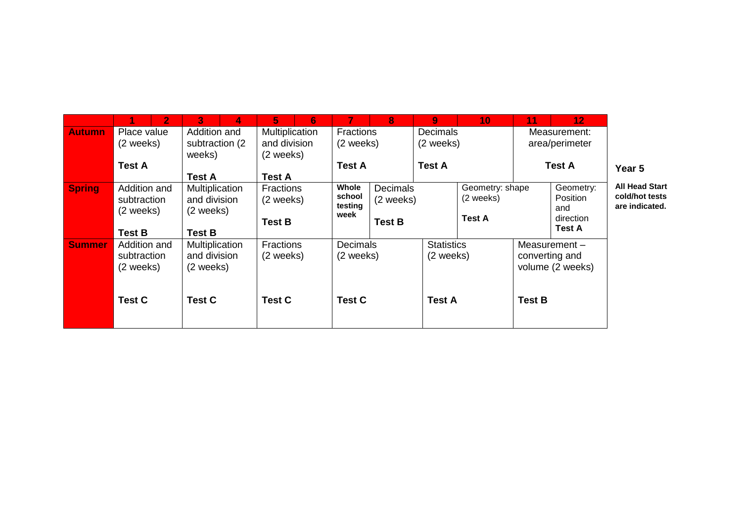| | 1 | 2 | 3 | 4 | 5 | 6 | 7 | 8 | 9 | 10 | 11 | 12 |
|---|---|---|---|---|---|---|---|---|---|---|---|---|
| **Autumn** | Place value (2 weeks) **Test A** | | Addition and subtraction (2 weeks) **Test A** | | Multiplication and division (2 weeks) **Test A** | | Fractions (2 weeks) **Test A** | | Decimals (2 weeks) **Test A** | | Measurement: area/perimeter **Test A** | |
| **Spring** | Addition and subtraction (2 weeks) **Test B** | | Multiplication and division (2 weeks) **Test B** | | Fractions (2 weeks) **Test B** | | **Whole school testing week** | Decimals (2 weeks) **Test B** | | Geometry: shape (2 weeks) **Test A** | | Geometry: Position and direction **Test A** |
| **Summer** | Addition and subtraction (2 weeks) **Test C** | | Multiplication and division (2 weeks) **Test C** | | Fractions (2 weeks) **Test C** | | Decimals (2 weeks) **Test C** | | Statistics (2 weeks) **Test A** | | Measurement – converting and volume (2 weeks) **Test B** | |

**Year 5**

**All Head Start cold/hot tests are indicated.**